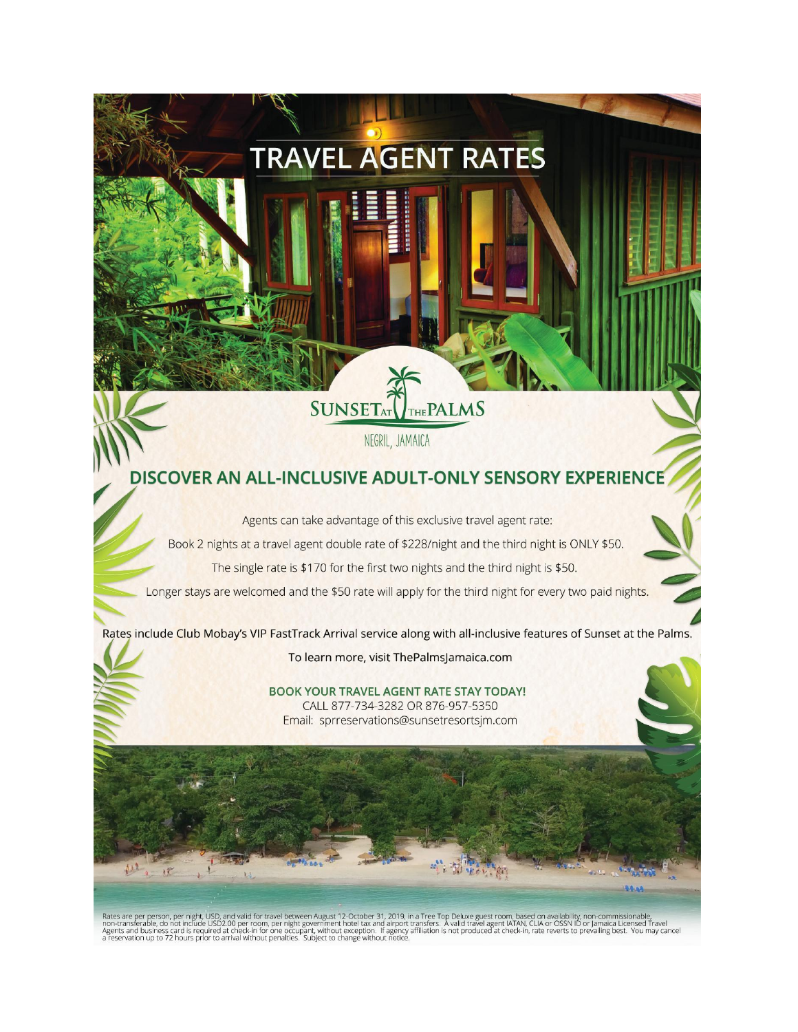# TRAVEL AGENT RATES

SUNSET AT THE PALMS

NEGRIL, JAMAICA

## DISCOVER AN ALL-INCLUSIVE ADULT-ONLY SENSORY EXPERIENCE

Agents can take advantage of this exclusive travel agent rate:

Book 2 nights at a travel agent double rate of $228/night and the third night is ONLY $50.

The single rate is $170 for the first two nights and the third night is $50.

Longer stays are welcomed and the $50 rate will apply for the third night for every two paid nights.

Rates include Club Mobay's VIP FastTrack Arrival service along with all-inclusive features of Sunset at the Palms.

To learn more, visit ThePalmsJamaica.com

**BOOK YOUR TRAVEL AGENT RATE STAY TODAY!**

CALL 877-734-3282 OR 876-957-5350

Email: sprreservations@sunsetresortsjm.com

Rates are per person, per night, USD, and valid for travel between August 12-October 31, 2019, in a Tree Top Deluxe guest room, based on availability, non-commissionable, non-transferable, do not include USD2.00 per room, per night government hotel tax and airport transfers. A valid travel agent IATAN, CLIA or OSSN ID or Jamaica Licensed Travel Agents and business card is required at check-in for one occupant, without exception. If agency affiliation is not produced at check-in, rate reverts to prevailing best. You may cancel a reservation up to 72 hours prior to arrival without penalties. Subject to change without notice.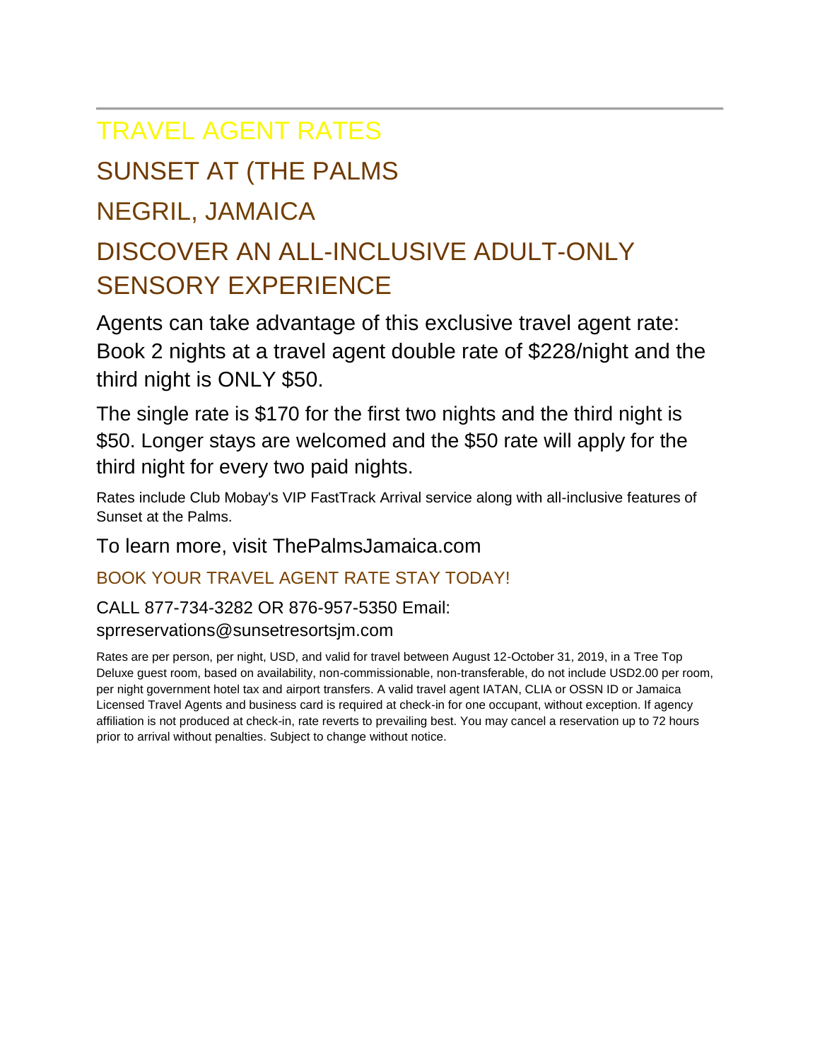## TRAVEL AGENT RATES

## SUNSET AT (THE PALMS

## NEGRIL, JAMAICA

## DISCOVER AN ALL-INCLUSIVE ADULT-ONLY SENSORY EXPERIENCE

Agents can take advantage of this exclusive travel agent rate: Book 2 nights at a travel agent double rate of $228/night and the third night is ONLY $50.

The single rate is $170 for the first two nights and the third night is $50. Longer stays are welcomed and the $50 rate will apply for the third night for every two paid nights.

Rates include Club Mobay's VIP FastTrack Arrival service along with all-inclusive features of Sunset at the Palms.

To learn more, visit ThePalmsJamaica.com

### BOOK YOUR TRAVEL AGENT RATE STAY TODAY!

CALL 877-734-3282 OR 876-957-5350 Email: sprreservations@sunsetresortsjm.com

Rates are per person, per night, USD, and valid for travel between August 12-October 31, 2019, in a Tree Top Deluxe guest room, based on availability, non-commissionable, non-transferable, do not include USD2.00 per room, per night government hotel tax and airport transfers. A valid travel agent IATAN, CLIA or OSSN ID or Jamaica Licensed Travel Agents and business card is required at check-in for one occupant, without exception. If agency affiliation is not produced at check-in, rate reverts to prevailing best. You may cancel a reservation up to 72 hours prior to arrival without penalties. Subject to change without notice.